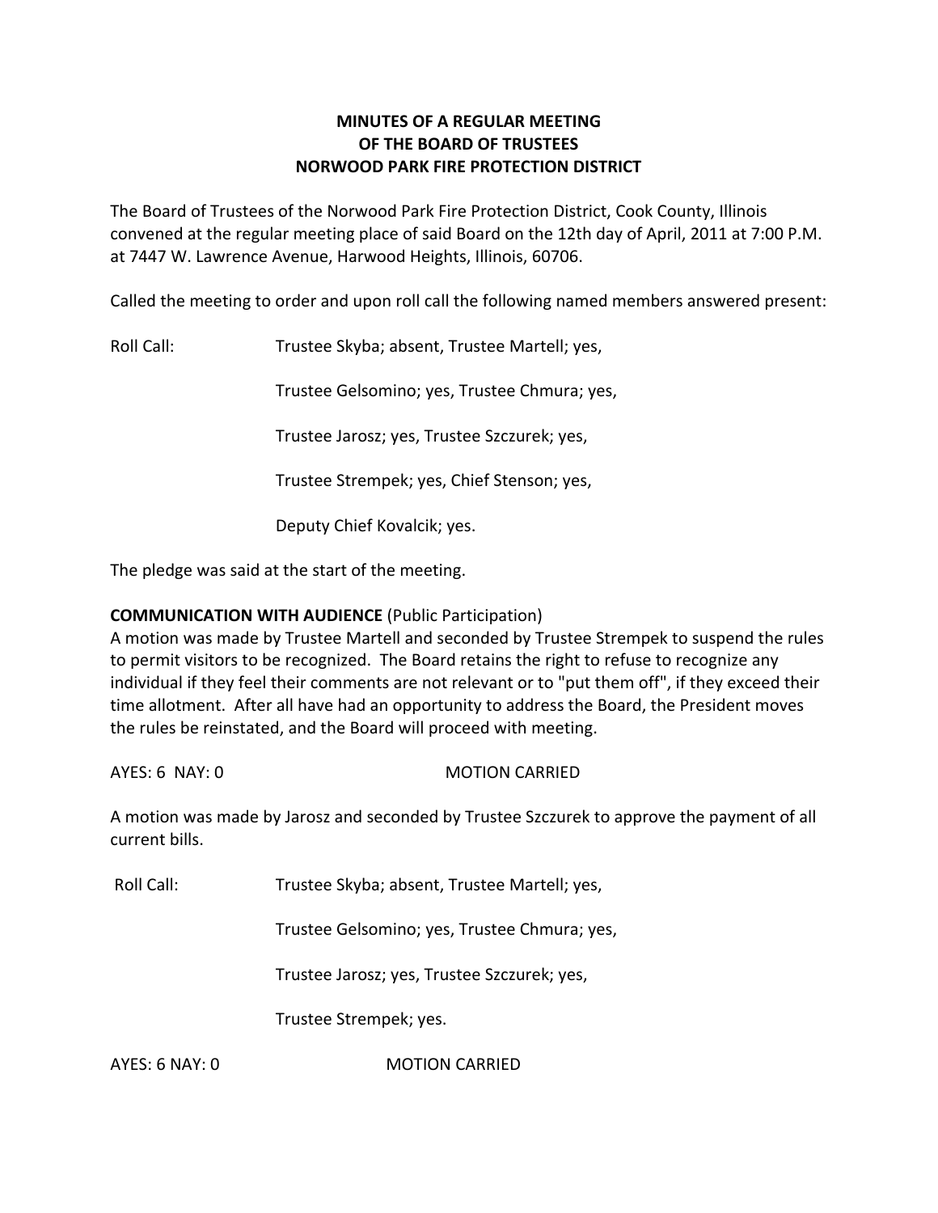**MINUTES OF A REGULAR MEETING**
**OF THE BOARD OF TRUSTEES**
**NORWOOD PARK FIRE PROTECTION DISTRICT**

The Board of Trustees of the Norwood Park Fire Protection District, Cook County, Illinois convened at the regular meeting place of said Board on the 12th day of April, 2011 at 7:00 P.M. at 7447 W. Lawrence Avenue, Harwood Heights, Illinois, 60706.

Called the meeting to order and upon roll call the following named members answered present:

Roll Call: Trustee Skyba; absent, Trustee Martell; yes,

Trustee Gelsomino; yes, Trustee Chmura; yes,

Trustee Jarosz; yes, Trustee Szczurek; yes,

Trustee Strempek; yes, Chief Stenson; yes,

Deputy Chief Kovalcik; yes.

The pledge was said at the start of the meeting.

**COMMUNICATION WITH AUDIENCE** (Public Participation)
A motion was made by Trustee Martell and seconded by Trustee Strempek to suspend the rules to permit visitors to be recognized. The Board retains the right to refuse to recognize any individual if they feel their comments are not relevant or to "put them off", if they exceed their time allotment. After all have had an opportunity to address the Board, the President moves the rules be reinstated, and the Board will proceed with meeting.

AYES: 6 NAY: 0 MOTION CARRIED

A motion was made by Jarosz and seconded by Trustee Szczurek to approve the payment of all current bills.

Roll Call: Trustee Skyba; absent, Trustee Martell; yes,

Trustee Gelsomino; yes, Trustee Chmura; yes,

Trustee Jarosz; yes, Trustee Szczurek; yes,

Trustee Strempek; yes.

AYES: 6 NAY: 0 MOTION CARRIED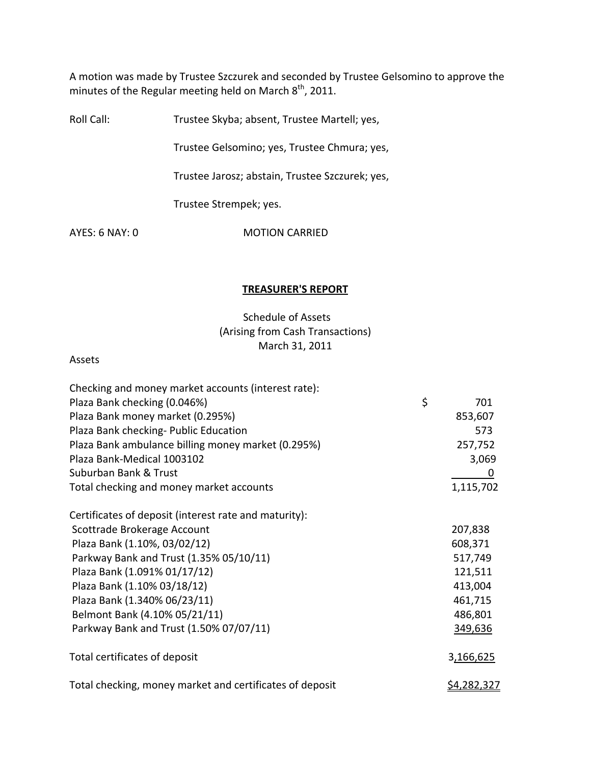A motion was made by Trustee Szczurek and seconded by Trustee Gelsomino to approve the minutes of the Regular meeting held on March 8th, 2011.

Roll Call: Trustee Skyba; absent, Trustee Martell; yes,

Trustee Gelsomino; yes, Trustee Chmura; yes,

Trustee Jarosz; abstain, Trustee Szczurek; yes,

Trustee Strempek; yes.

AYES: 6 NAY: 0 MOTION CARRIED

## **TREASURER'S REPORT**

Schedule of Assets
(Arising from Cash Transactions)
March 31, 2011

Assets

| | |
|---|---|
| Checking and money market accounts (interest rate): | |
| Plaza Bank checking (0.046%) | $ 701 |
| Plaza Bank money market (0.295%) | 853,607 |
| Plaza Bank checking- Public Education | 573 |
| Plaza Bank ambulance billing money market (0.295%) | 257,752 |
| Plaza Bank-Medical 1003102 | 3,069 |
| Suburban Bank & Trust | 0 |
| Total checking and money market accounts | 1,115,702 |
| | |
| Certificates of deposit (interest rate and maturity): | |
| Scottrade Brokerage Account | 207,838 |
| Plaza Bank (1.10%, 03/02/12) | 608,371 |
| Parkway Bank and Trust (1.35% 05/10/11) | 517,749 |
| Plaza Bank (1.091% 01/17/12) | 121,511 |
| Plaza Bank (1.10% 03/18/12) | 413,004 |
| Plaza Bank (1.340% 06/23/11) | 461,715 |
| Belmont Bank (4.10% 05/21/11) | 486,801 |
| Parkway Bank and Trust (1.50% 07/07/11) | 349,636 |
| | |
| Total certificates of deposit | 3,166,625 |
| | |
| Total checking, money market and certificates of deposit | $4,282,327 |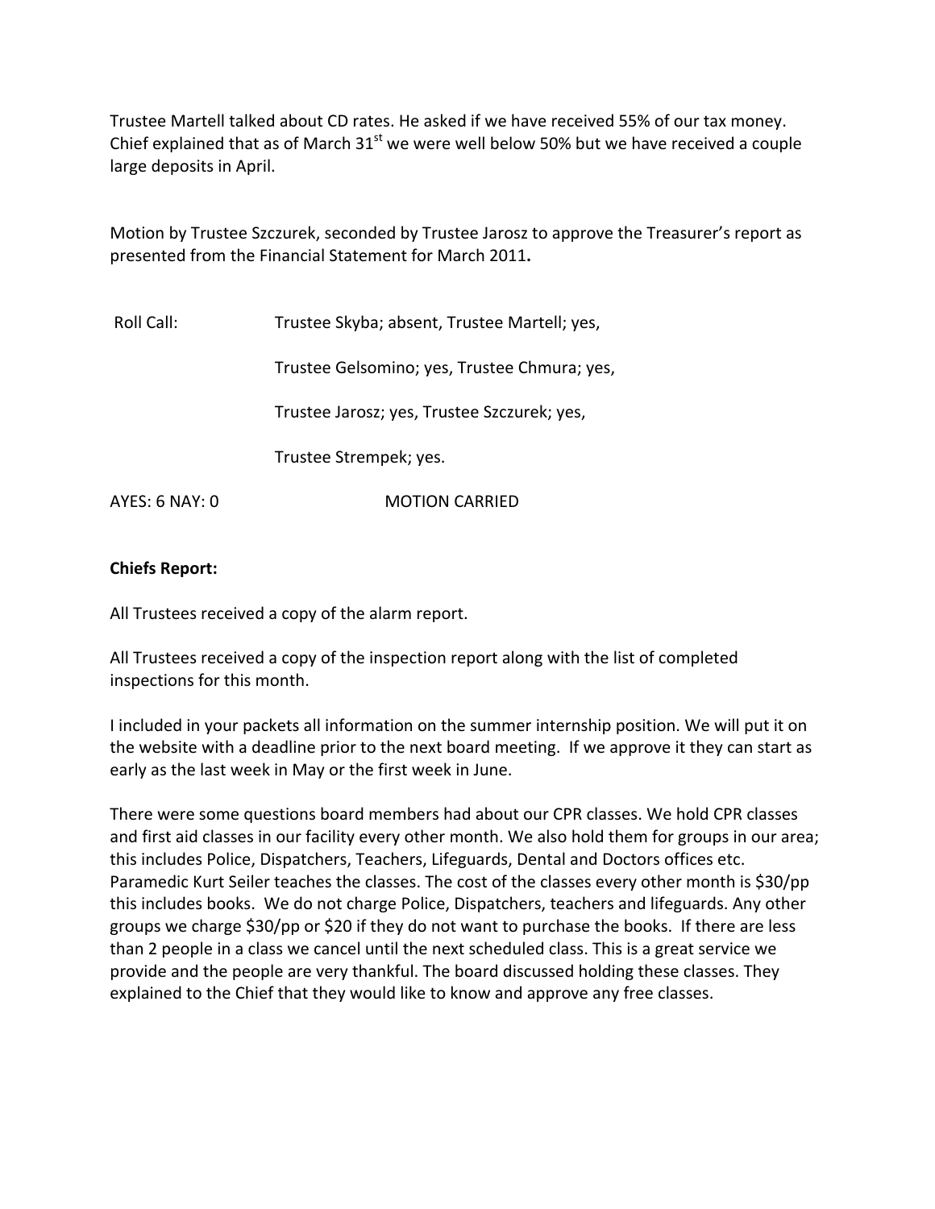Trustee Martell talked about CD rates. He asked if we have received 55% of our tax money. Chief explained that as of March 31st we were well below 50% but we have received a couple large deposits in April.

Motion by Trustee Szczurek, seconded by Trustee Jarosz to approve the Treasurer's report as presented from the Financial Statement for March 2011.

Roll Call: Trustee Skyba; absent, Trustee Martell; yes,

Trustee Gelsomino; yes, Trustee Chmura; yes,

Trustee Jarosz; yes, Trustee Szczurek; yes,

Trustee Strempek; yes.

AYES: 6 NAY: 0 MOTION CARRIED

**Chiefs Report:**

All Trustees received a copy of the alarm report.

All Trustees received a copy of the inspection report along with the list of completed inspections for this month.

I included in your packets all information on the summer internship position. We will put it on the website with a deadline prior to the next board meeting. If we approve it they can start as early as the last week in May or the first week in June.

There were some questions board members had about our CPR classes. We hold CPR classes and first aid classes in our facility every other month. We also hold them for groups in our area; this includes Police, Dispatchers, Teachers, Lifeguards, Dental and Doctors offices etc. Paramedic Kurt Seiler teaches the classes. The cost of the classes every other month is $30/pp this includes books. We do not charge Police, Dispatchers, teachers and lifeguards. Any other groups we charge $30/pp or $20 if they do not want to purchase the books. If there are less than 2 people in a class we cancel until the next scheduled class. This is a great service we provide and the people are very thankful. The board discussed holding these classes. They explained to the Chief that they would like to know and approve any free classes.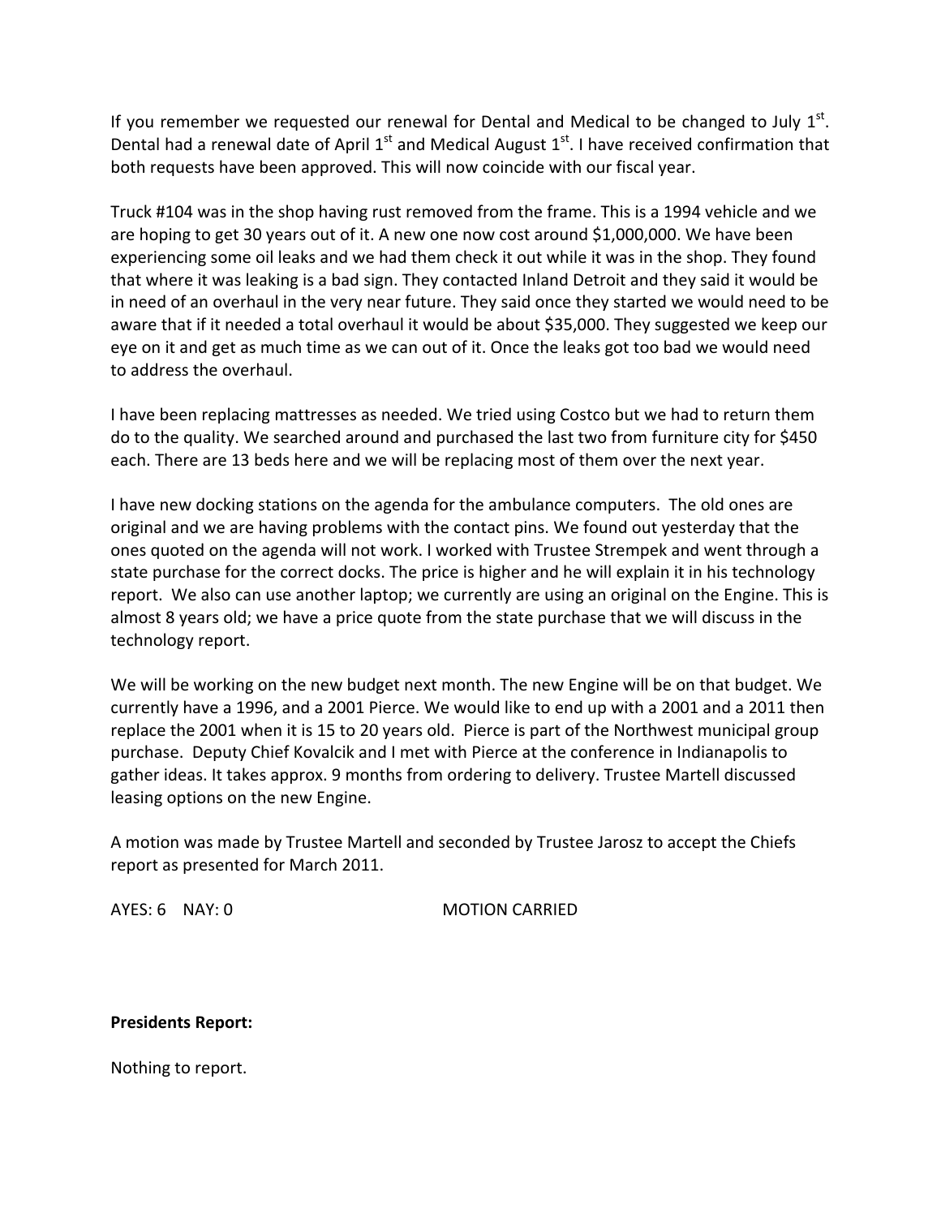If you remember we requested our renewal for Dental and Medical to be changed to July 1st. Dental had a renewal date of April 1st and Medical August 1st. I have received confirmation that both requests have been approved. This will now coincide with our fiscal year.

Truck #104 was in the shop having rust removed from the frame. This is a 1994 vehicle and we are hoping to get 30 years out of it. A new one now cost around $1,000,000. We have been experiencing some oil leaks and we had them check it out while it was in the shop. They found that where it was leaking is a bad sign. They contacted Inland Detroit and they said it would be in need of an overhaul in the very near future. They said once they started we would need to be aware that if it needed a total overhaul it would be about $35,000. They suggested we keep our eye on it and get as much time as we can out of it. Once the leaks got too bad we would need to address the overhaul.

I have been replacing mattresses as needed. We tried using Costco but we had to return them do to the quality. We searched around and purchased the last two from furniture city for $450 each. There are 13 beds here and we will be replacing most of them over the next year.

I have new docking stations on the agenda for the ambulance computers. The old ones are original and we are having problems with the contact pins. We found out yesterday that the ones quoted on the agenda will not work. I worked with Trustee Strempek and went through a state purchase for the correct docks. The price is higher and he will explain it in his technology report. We also can use another laptop; we currently are using an original on the Engine. This is almost 8 years old; we have a price quote from the state purchase that we will discuss in the technology report.

We will be working on the new budget next month. The new Engine will be on that budget. We currently have a 1996, and a 2001 Pierce. We would like to end up with a 2001 and a 2011 then replace the 2001 when it is 15 to 20 years old. Pierce is part of the Northwest municipal group purchase. Deputy Chief Kovalcik and I met with Pierce at the conference in Indianapolis to gather ideas. It takes approx. 9 months from ordering to delivery. Trustee Martell discussed leasing options on the new Engine.

A motion was made by Trustee Martell and seconded by Trustee Jarosz to accept the Chiefs report as presented for March 2011.

AYES: 6 NAY: 0 MOTION CARRIED

**Presidents Report:**

Nothing to report.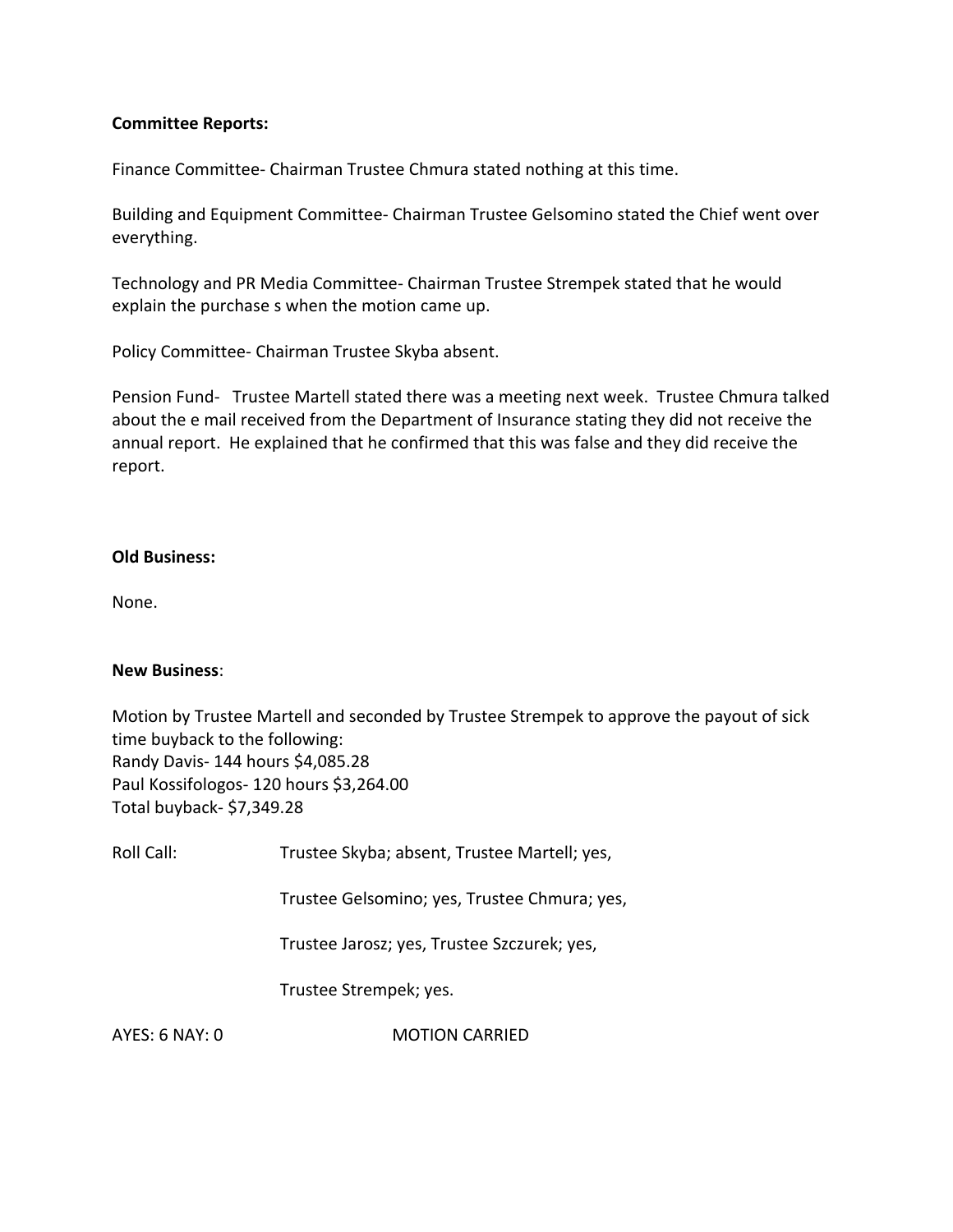**Committee Reports:**

Finance Committee- Chairman Trustee Chmura stated nothing at this time.

Building and Equipment Committee- Chairman Trustee Gelsomino stated the Chief went over everything.

Technology and PR Media Committee- Chairman Trustee Strempek stated that he would explain the purchase s when the motion came up.

Policy Committee- Chairman Trustee Skyba absent.

Pension Fund- Trustee Martell stated there was a meeting next week. Trustee Chmura talked about the e mail received from the Department of Insurance stating they did not receive the annual report. He explained that he confirmed that this was false and they did receive the report.

**Old Business:**

None.

**New Business**:

Motion by Trustee Martell and seconded by Trustee Strempek to approve the payout of sick time buyback to the following:
Randy Davis- 144 hours $4,085.28
Paul Kossifologos- 120 hours $3,264.00
Total buyback- $7,349.28

Roll Call: Trustee Skyba; absent, Trustee Martell; yes,

Trustee Gelsomino; yes, Trustee Chmura; yes,

Trustee Jarosz; yes, Trustee Szczurek; yes,

Trustee Strempek; yes.

AYES: 6 NAY: 0 MOTION CARRIED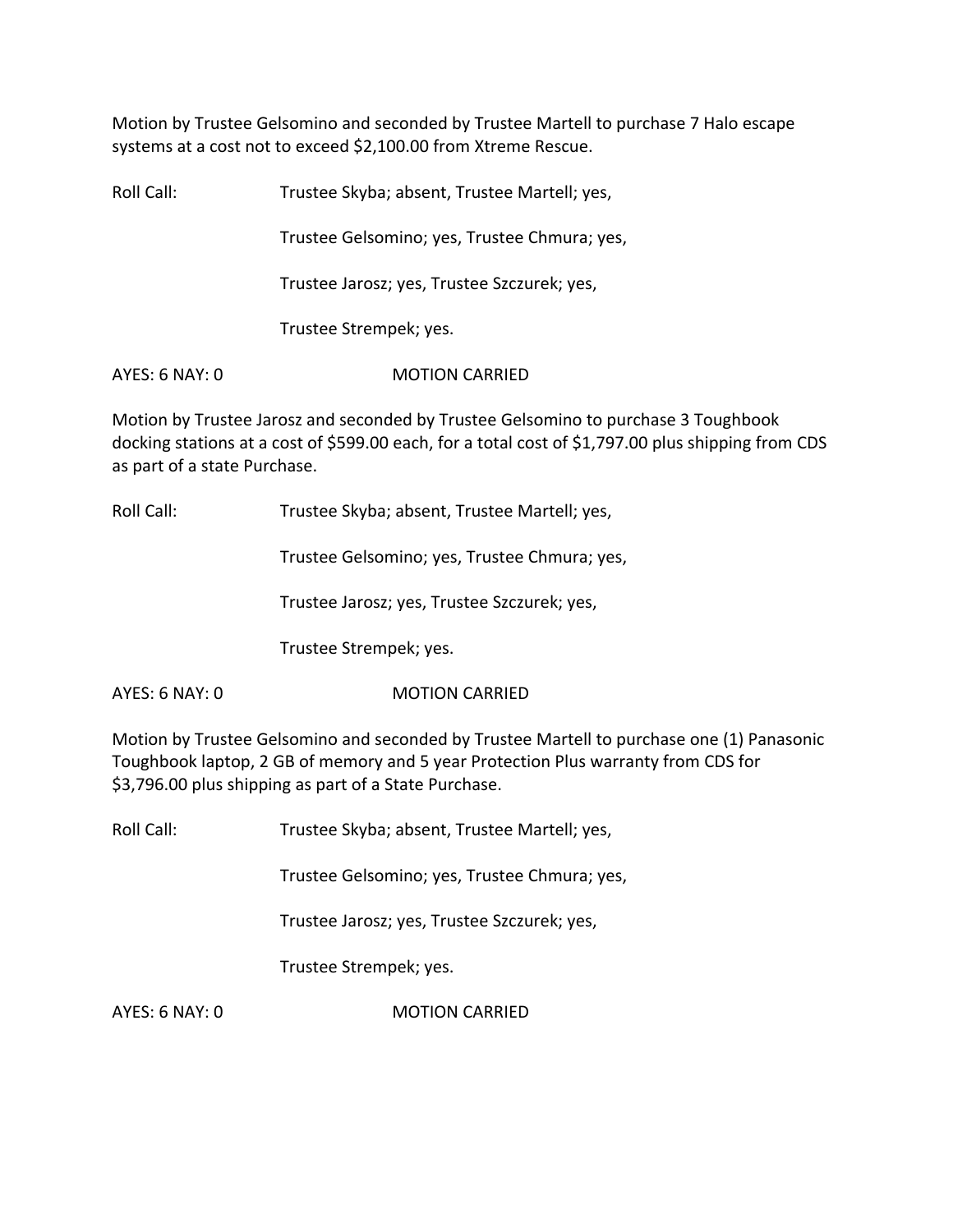Motion by Trustee Gelsomino and seconded by Trustee Martell to purchase 7 Halo escape systems at a cost not to exceed $2,100.00 from Xtreme Rescue.

Roll Call: Trustee Skyba; absent, Trustee Martell; yes,

Trustee Gelsomino; yes, Trustee Chmura; yes,

Trustee Jarosz; yes, Trustee Szczurek; yes,

Trustee Strempek; yes.

AYES: 6 NAY: 0 MOTION CARRIED

Motion by Trustee Jarosz and seconded by Trustee Gelsomino to purchase 3 Toughbook docking stations at a cost of $599.00 each, for a total cost of $1,797.00 plus shipping from CDS as part of a state Purchase.

Roll Call: Trustee Skyba; absent, Trustee Martell; yes,

Trustee Gelsomino; yes, Trustee Chmura; yes,

Trustee Jarosz; yes, Trustee Szczurek; yes,

Trustee Strempek; yes.

AYES: 6 NAY: 0 MOTION CARRIED

Motion by Trustee Gelsomino and seconded by Trustee Martell to purchase one (1) Panasonic Toughbook laptop, 2 GB of memory and 5 year Protection Plus warranty from CDS for $3,796.00 plus shipping as part of a State Purchase.

Roll Call: Trustee Skyba; absent, Trustee Martell; yes,

Trustee Gelsomino; yes, Trustee Chmura; yes,

Trustee Jarosz; yes, Trustee Szczurek; yes,

Trustee Strempek; yes.

AYES: 6 NAY: 0 MOTION CARRIED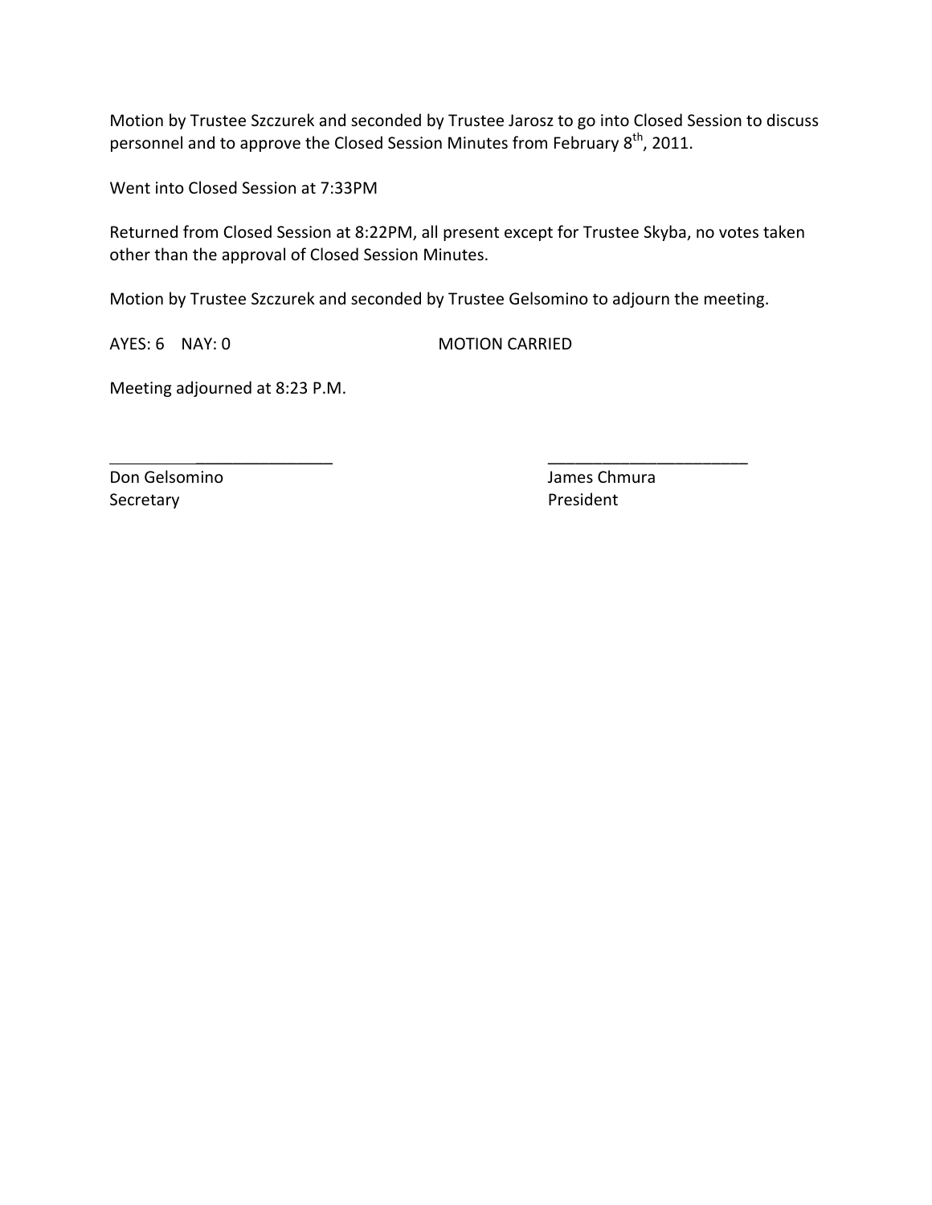Motion by Trustee Szczurek and seconded by Trustee Jarosz to go into Closed Session to discuss personnel and to approve the Closed Session Minutes from February 8th, 2011.

Went into Closed Session at 7:33PM

Returned from Closed Session at 8:22PM, all present except for Trustee Skyba, no votes taken other than the approval of Closed Session Minutes.

Motion by Trustee Szczurek and seconded by Trustee Gelsomino to adjourn the meeting.

AYES: 6 NAY: 0 MOTION CARRIED

Meeting adjourned at 8:23 P.M.

_________________________ _______________________

Don Gelsomino  
Secretary

James Chmura  
President